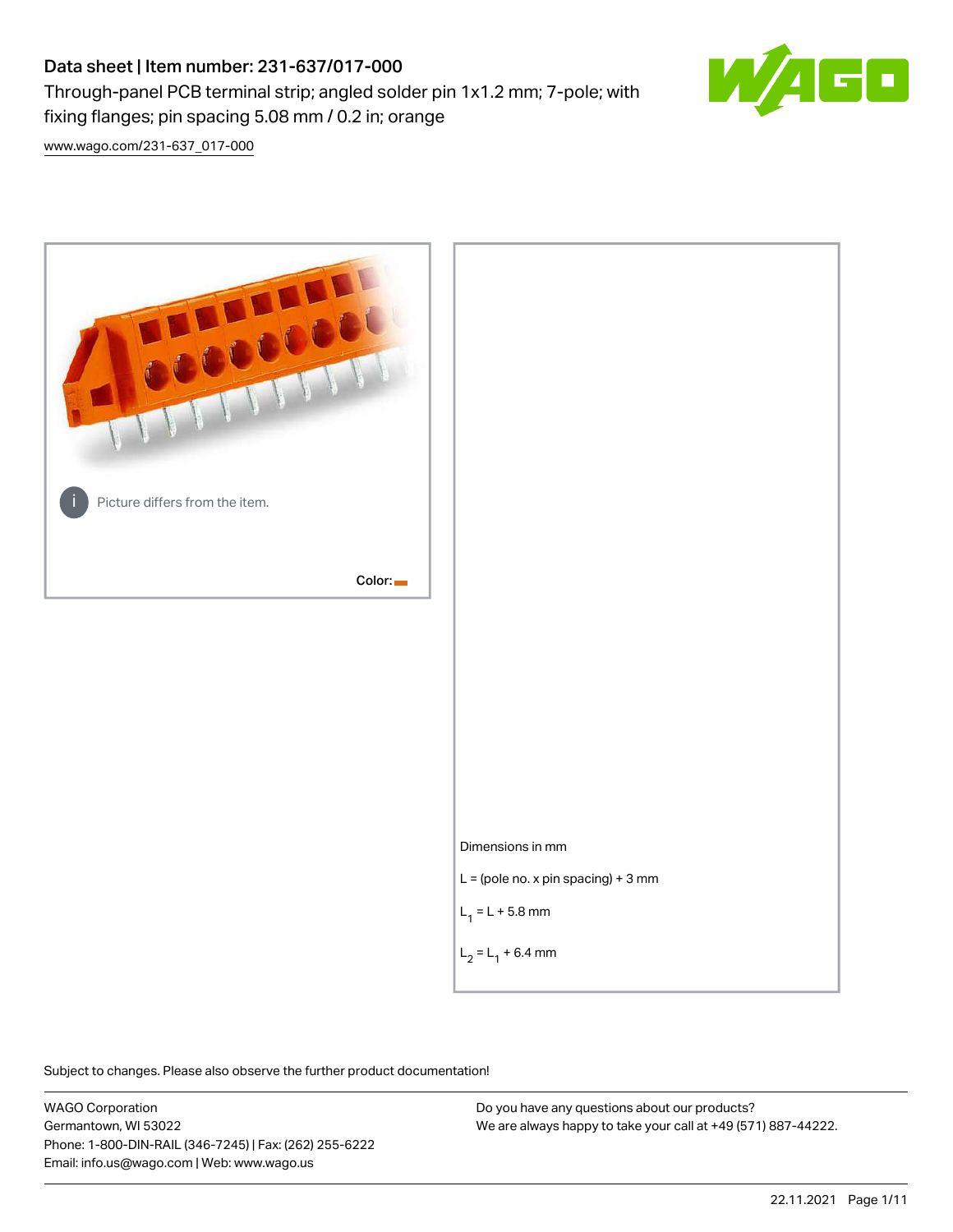# Data sheet | Item number: 231-637/017-000

Through-panel PCB terminal strip; angled solder pin 1x1.2 mm; 7-pole; with fixing flanges; pin spacing 5.08 mm / 0.2 in; orange

www.wago.com/231-637_017-000

Picture differs from the item.

Color:

Dimensions in mm

L = (pole no. x pin spacing) + 3 mm

$L_1 = L + 5.8$ mm

$L_2 = L_1 + 6.4$ mm

Subject to changes. Please also observe the further product documentation!

WAGO Corporation
Germantown, WI 53022
Phone: 1-800-DIN-RAIL (346-7245) | Fax: (262) 255-6222
Email: info.us@wago.com | Web: www.wago.us

Do you have any questions about our products?
We are always happy to take your call at +49 (571) 887-44222.

22.11.2021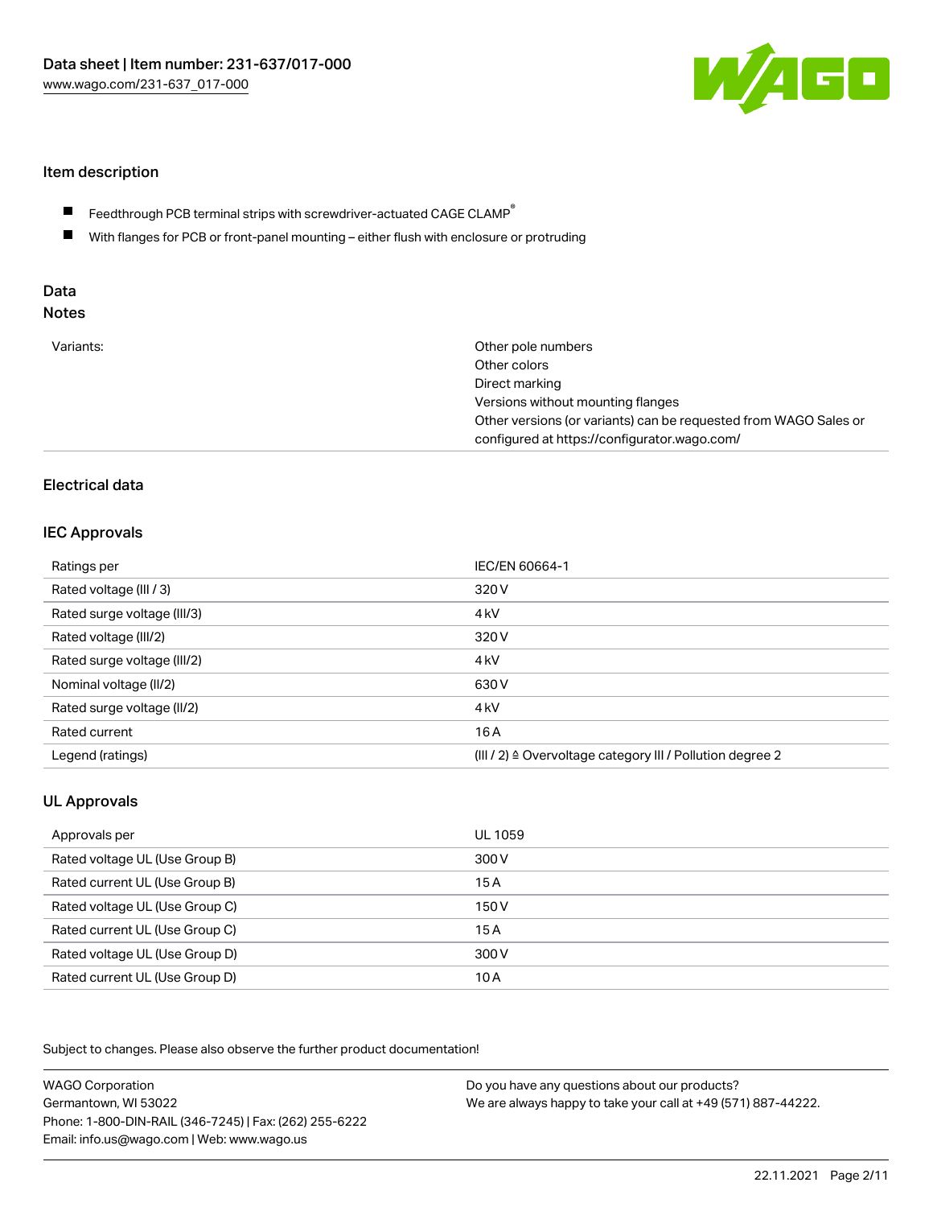## Item description

- Feedthrough PCB terminal strips with screwdriver-actuated CAGE CLAMP®
- With flanges for PCB or front-panel mounting – either flush with enclosure or protruding

## Data

### Notes

| | |
|---|---|
| Variants: | Other pole numbers<br>Other colors<br>Direct marking<br>Versions without mounting flanges<br>Other versions (or variants) can be requested from WAGO Sales or configured at https://configurator.wago.com/ |

## Electrical data

### IEC Approvals

| | |
|---|---|
| Ratings per | IEC/EN 60664-1 |
| Rated voltage (III / 3) | 320 V |
| Rated surge voltage (III/3) | 4 kV |
| Rated voltage (III/2) | 320 V |
| Rated surge voltage (III/2) | 4 kV |
| Nominal voltage (II/2) | 630 V |
| Rated surge voltage (II/2) | 4 kV |
| Rated current | 16 A |
| Legend (ratings) | (III / 2) ≙ Overvoltage category III / Pollution degree 2 |

### UL Approvals

| | |
|---|---|
| Approvals per | UL 1059 |
| Rated voltage UL (Use Group B) | 300 V |
| Rated current UL (Use Group B) | 15 A |
| Rated voltage UL (Use Group C) | 150 V |
| Rated current UL (Use Group C) | 15 A |
| Rated voltage UL (Use Group D) | 300 V |
| Rated current UL (Use Group D) | 10 A |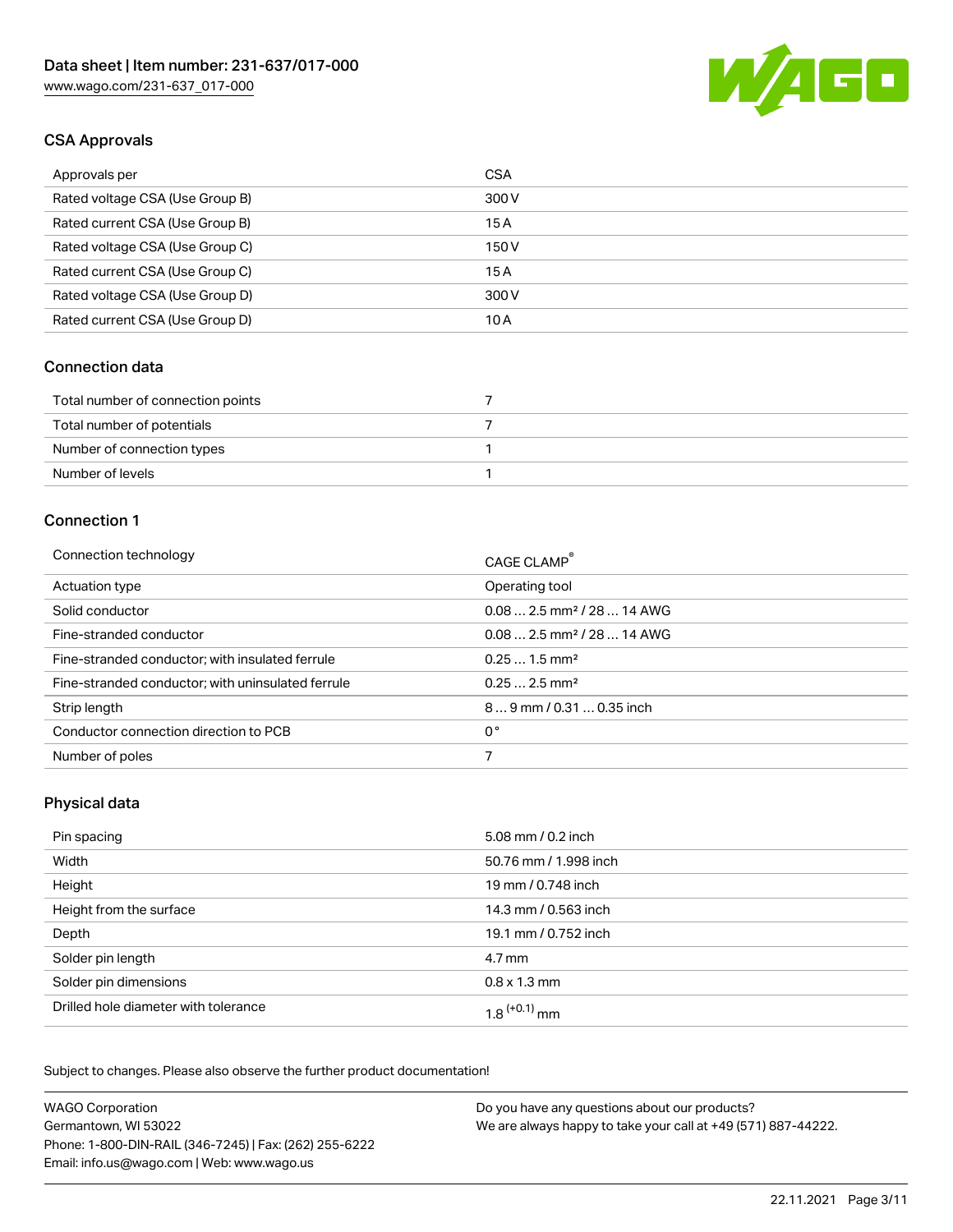## CSA Approvals

| Approvals per | CSA |
| --- | --- |
| Rated voltage CSA (Use Group B) | 300 V |
| Rated current CSA (Use Group B) | 15 A |
| Rated voltage CSA (Use Group C) | 150 V |
| Rated current CSA (Use Group C) | 15 A |
| Rated voltage CSA (Use Group D) | 300 V |
| Rated current CSA (Use Group D) | 10 A |

## Connection data

| Total number of connection points | 7 |
| --- | --- |
| Total number of potentials | 7 |
| Number of connection types | 1 |
| Number of levels | 1 |

## Connection 1

| Connection technology | CAGE CLAMP® |
| --- | --- |
| Actuation type | Operating tool |
| Solid conductor | 0.08 … 2.5 mm² / 28 … 14 AWG |
| Fine-stranded conductor | 0.08 … 2.5 mm² / 28 … 14 AWG |
| Fine-stranded conductor; with insulated ferrule | 0.25 … 1.5 mm² |
| Fine-stranded conductor; with uninsulated ferrule | 0.25 … 2.5 mm² |
| Strip length | 8 … 9 mm / 0.31 … 0.35 inch |
| Conductor connection direction to PCB | 0 ° |
| Number of poles | 7 |

## Physical data

| Pin spacing | 5.08 mm / 0.2 inch |
| --- | --- |
| Width | 50.76 mm / 1.998 inch |
| Height | 19 mm / 0.748 inch |
| Height from the surface | 14.3 mm / 0.563 inch |
| Depth | 19.1 mm / 0.752 inch |
| Solder pin length | 4.7 mm |
| Solder pin dimensions | 0.8 x 1.3 mm |
| Drilled hole diameter with tolerance | $1.8^{(+0.1)}$ mm |

Subject to changes. Please also observe the further product documentation!

WAGO Corporation
Germantown, WI 53022
Phone: 1-800-DIN-RAIL (346-7245) | Fax: (262) 255-6222
Email: info.us@wago.com | Web: www.wago.us

Do you have any questions about our products?
We are always happy to take your call at +49 (571) 887-44222.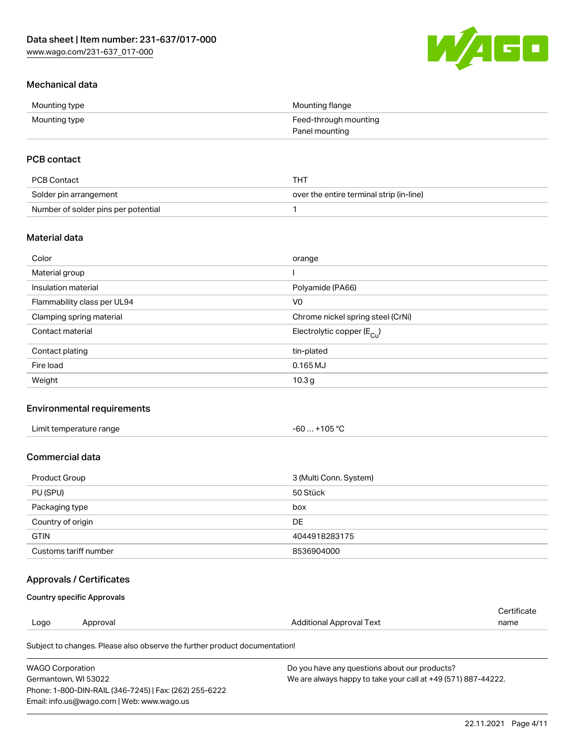## Mechanical data

| | |
|---|---|
| Mounting type | Mounting flange |
| Mounting type | Feed-through mounting<br>Panel mounting |

## PCB contact

| | |
|---|---|
| PCB Contact | THT |
| Solder pin arrangement | over the entire terminal strip (in-line) |
| Number of solder pins per potential | 1 |

## Material data

| | |
|---|---|
| Color | orange |
| Material group | I |
| Insulation material | Polyamide (PA66) |
| Flammability class per UL94 | V0 |
| Clamping spring material | Chrome nickel spring steel (CrNi) |
| Contact material | Electrolytic copper ($E_{Cu}$) |
| Contact plating | tin-plated |
| Fire load | 0.165 MJ |
| Weight | 10.3 g |

## Environmental requirements

| | |
|---|---|
| Limit temperature range | -60 … +105 °C |

## Commercial data

| | |
|---|---|
| Product Group | 3 (Multi Conn. System) |
| PU (SPU) | 50 Stück |
| Packaging type | box |
| Country of origin | DE |
| GTIN | 4044918283175 |
| Customs tariff number | 8536904000 |

## Approvals / Certificates

### Country specific Approvals

| Logo | Approval | Additional Approval Text | Certificate name |
|---|---|---|---|

Subject to changes. Please also observe the further product documentation!

WAGO Corporation
Germantown, WI 53022
Phone: 1-800-DIN-RAIL (346-7245) | Fax: (262) 255-6222
Email: info.us@wago.com | Web: www.wago.us

Do you have any questions about our products?
We are always happy to take your call at +49 (571) 887-44222.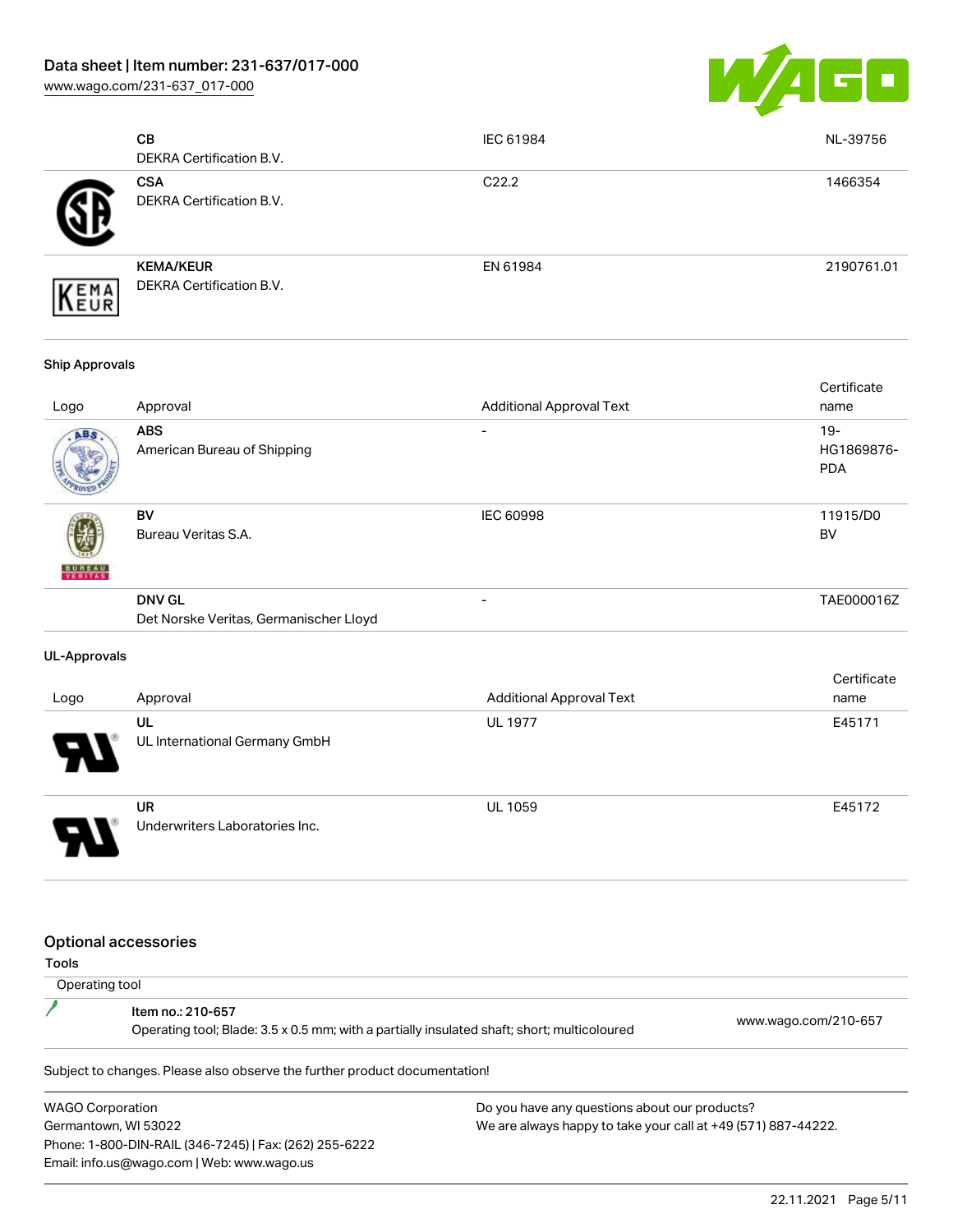| Logo | Approval | Additional Approval Text | Certificate name |
| --- | --- | --- | --- |
| | **CB**<br>DEKRA Certification B.V. | IEC 61984 | NL-39756 |
| | **CSA**<br>DEKRA Certification B.V. | C22.2 | 1466354 |
| | **KEMA/KEUR**<br>DEKRA Certification B.V. | EN 61984 | 2190761.01 |

**Ship Approvals**

| Logo | Approval | Additional Approval Text | Certificate name |
| --- | --- | --- | --- |
| | **ABS**<br>American Bureau of Shipping | - | 19-HG1869876-PDA |
| | **BV**<br>Bureau Veritas S.A. | IEC 60998 | 11915/D0 BV |
| | **DNV GL**<br>Det Norske Veritas, Germanischer Lloyd | - | TAE000016Z |

**UL-Approvals**

| Logo | Approval | Additional Approval Text | Certificate name |
| --- | --- | --- | --- |
| | **UL**<br>UL International Germany GmbH | UL 1977 | E45171 |
| | **UR**<br>Underwriters Laboratories Inc. | UL 1059 | E45172 |

## Optional accessories

**Tools**

Operating tool

| | | |
| --- | --- | --- |
| | **Item no.: 210-657**<br>Operating tool; Blade: 3.5 x 0.5 mm; with a partially insulated shaft; short; multicoloured | www.wago.com/210-657 |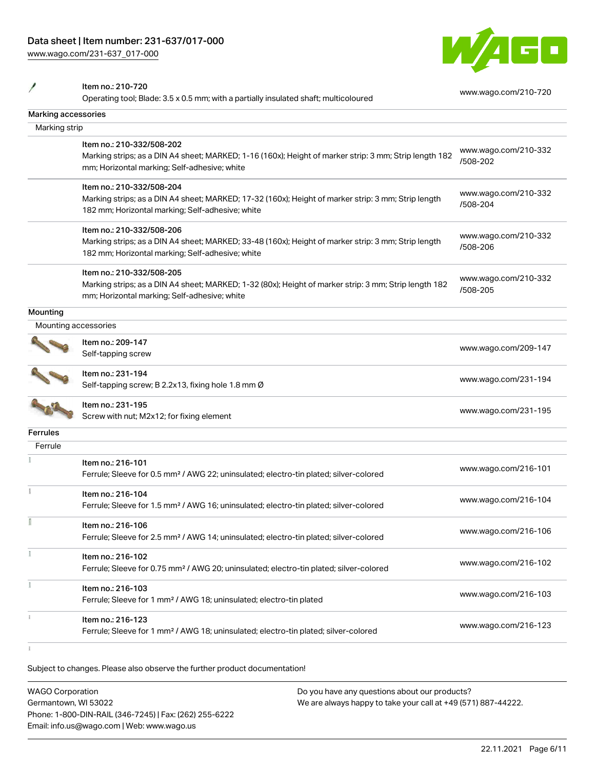| | | |
|---|---|---|
| | Item no.: 210-720<br>Operating tool; Blade: 3.5 x 0.5 mm; with a partially insulated shaft; multicoloured | www.wago.com/210-720 |

## Marking accessories

### Marking strip

| | | |
|---|---|---|
| | Item no.: 210-332/508-202<br>Marking strips; as a DIN A4 sheet; MARKED; 1-16 (160x); Height of marker strip: 3 mm; Strip length 182 mm; Horizontal marking; Self-adhesive; white | www.wago.com/210-332/508-202 |
| | Item no.: 210-332/508-204<br>Marking strips; as a DIN A4 sheet; MARKED; 17-32 (160x); Height of marker strip: 3 mm; Strip length 182 mm; Horizontal marking; Self-adhesive; white | www.wago.com/210-332/508-204 |
| | Item no.: 210-332/508-206<br>Marking strips; as a DIN A4 sheet; MARKED; 33-48 (160x); Height of marker strip: 3 mm; Strip length 182 mm; Horizontal marking; Self-adhesive; white | www.wago.com/210-332/508-206 |
| | Item no.: 210-332/508-205<br>Marking strips; as a DIN A4 sheet; MARKED; 1-32 (80x); Height of marker strip: 3 mm; Strip length 182 mm; Horizontal marking; Self-adhesive; white | www.wago.com/210-332/508-205 |

## Mounting

### Mounting accessories

| | | |
|---|---|---|
| | Item no.: 209-147<br>Self-tapping screw | www.wago.com/209-147 |
| | Item no.: 231-194<br>Self-tapping screw; B 2.2x13, fixing hole 1.8 mm Ø | www.wago.com/231-194 |
| | Item no.: 231-195<br>Screw with nut; M2x12; for fixing element | www.wago.com/231-195 |

## Ferrules

### Ferrule

| | | |
|---|---|---|
| | Item no.: 216-101<br>Ferrule; Sleeve for 0.5 mm² / AWG 22; uninsulated; electro-tin plated; silver-colored | www.wago.com/216-101 |
| | Item no.: 216-104<br>Ferrule; Sleeve for 1.5 mm² / AWG 16; uninsulated; electro-tin plated; silver-colored | www.wago.com/216-104 |
| | Item no.: 216-106<br>Ferrule; Sleeve for 2.5 mm² / AWG 14; uninsulated; electro-tin plated; silver-colored | www.wago.com/216-106 |
| | Item no.: 216-102<br>Ferrule; Sleeve for 0.75 mm² / AWG 20; uninsulated; electro-tin plated; silver-colored | www.wago.com/216-102 |
| | Item no.: 216-103<br>Ferrule; Sleeve for 1 mm² / AWG 18; uninsulated; electro-tin plated | www.wago.com/216-103 |
| | Item no.: 216-123<br>Ferrule; Sleeve for 1 mm² / AWG 18; uninsulated; electro-tin plated; silver-colored | www.wago.com/216-123 |

Subject to changes. Please also observe the further product documentation!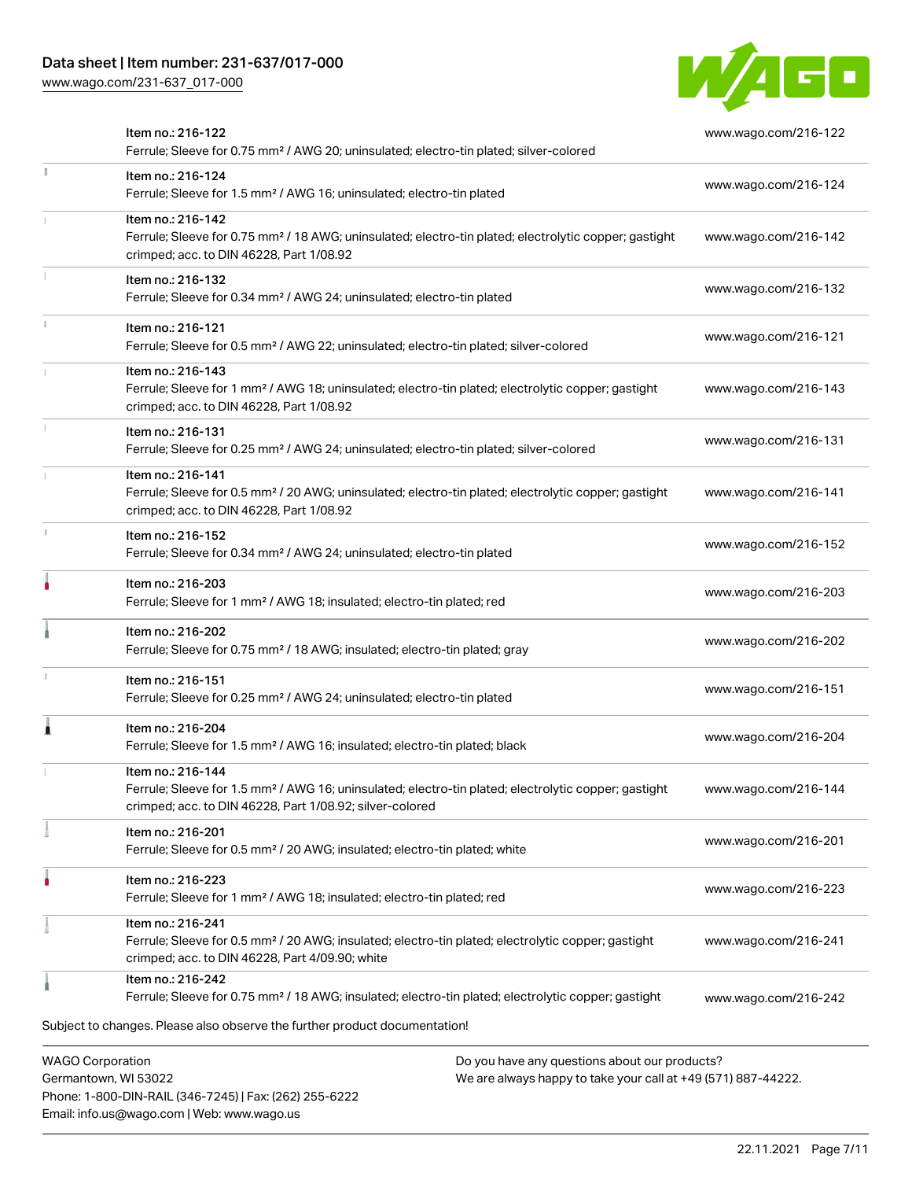| Item | Link |
| --- | --- |
| Item no.: 216-122<br>Ferrule; Sleeve for 0.75 mm² / AWG 20; uninsulated; electro-tin plated; silver-colored | www.wago.com/216-122 |
| Item no.: 216-124<br>Ferrule; Sleeve for 1.5 mm² / AWG 16; uninsulated; electro-tin plated | www.wago.com/216-124 |
| Item no.: 216-142<br>Ferrule; Sleeve for 0.75 mm² / 18 AWG; uninsulated; electro-tin plated; electrolytic copper; gastight crimped; acc. to DIN 46228, Part 1/08.92 | www.wago.com/216-142 |
| Item no.: 216-132<br>Ferrule; Sleeve for 0.34 mm² / AWG 24; uninsulated; electro-tin plated | www.wago.com/216-132 |
| Item no.: 216-121<br>Ferrule; Sleeve for 0.5 mm² / AWG 22; uninsulated; electro-tin plated; silver-colored | www.wago.com/216-121 |
| Item no.: 216-143<br>Ferrule; Sleeve for 1 mm² / AWG 18; uninsulated; electro-tin plated; electrolytic copper; gastight crimped; acc. to DIN 46228, Part 1/08.92 | www.wago.com/216-143 |
| Item no.: 216-131<br>Ferrule; Sleeve for 0.25 mm² / AWG 24; uninsulated; electro-tin plated; silver-colored | www.wago.com/216-131 |
| Item no.: 216-141<br>Ferrule; Sleeve for 0.5 mm² / 20 AWG; uninsulated; electro-tin plated; electrolytic copper; gastight crimped; acc. to DIN 46228, Part 1/08.92 | www.wago.com/216-141 |
| Item no.: 216-152<br>Ferrule; Sleeve for 0.34 mm² / AWG 24; uninsulated; electro-tin plated | www.wago.com/216-152 |
| Item no.: 216-203<br>Ferrule; Sleeve for 1 mm² / AWG 18; insulated; electro-tin plated; red | www.wago.com/216-203 |
| Item no.: 216-202<br>Ferrule; Sleeve for 0.75 mm² / 18 AWG; insulated; electro-tin plated; gray | www.wago.com/216-202 |
| Item no.: 216-151<br>Ferrule; Sleeve for 0.25 mm² / AWG 24; uninsulated; electro-tin plated | www.wago.com/216-151 |
| Item no.: 216-204<br>Ferrule; Sleeve for 1.5 mm² / AWG 16; insulated; electro-tin plated; black | www.wago.com/216-204 |
| Item no.: 216-144<br>Ferrule; Sleeve for 1.5 mm² / AWG 16; uninsulated; electro-tin plated; electrolytic copper; gastight crimped; acc. to DIN 46228, Part 1/08.92; silver-colored | www.wago.com/216-144 |
| Item no.: 216-201<br>Ferrule; Sleeve for 0.5 mm² / 20 AWG; insulated; electro-tin plated; white | www.wago.com/216-201 |
| Item no.: 216-223<br>Ferrule; Sleeve for 1 mm² / AWG 18; insulated; electro-tin plated; red | www.wago.com/216-223 |
| Item no.: 216-241<br>Ferrule; Sleeve for 0.5 mm² / 20 AWG; insulated; electro-tin plated; electrolytic copper; gastight crimped; acc. to DIN 46228, Part 4/09.90; white | www.wago.com/216-241 |
| Item no.: 216-242<br>Ferrule; Sleeve for 0.75 mm² / 18 AWG; insulated; electro-tin plated; electrolytic copper; gastight | www.wago.com/216-242 |

Subject to changes. Please also observe the further product documentation!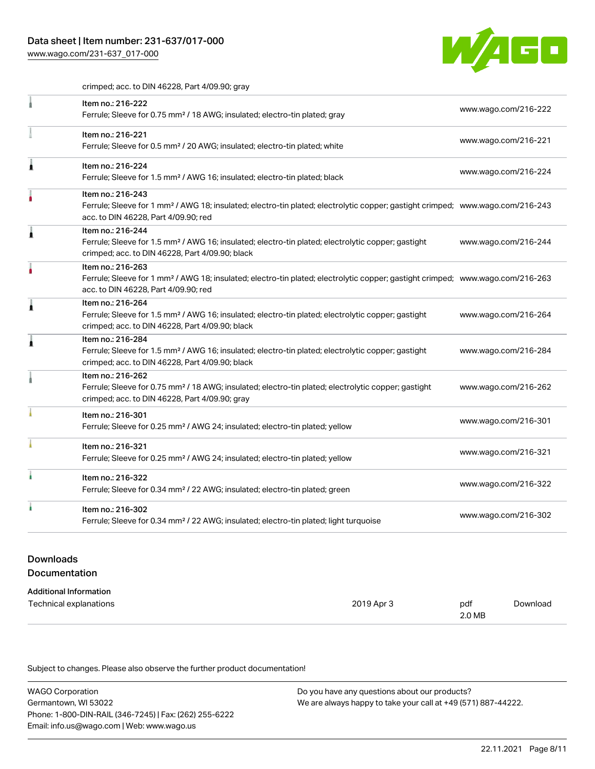crimped; acc. to DIN 46228, Part 4/09.90; gray

| | | |
|---|---|---|
| | Item no.: 216-222<br>Ferrule; Sleeve for 0.75 mm² / 18 AWG; insulated; electro-tin plated; gray | www.wago.com/216-222 |
| | Item no.: 216-221<br>Ferrule; Sleeve for 0.5 mm² / 20 AWG; insulated; electro-tin plated; white | www.wago.com/216-221 |
| | Item no.: 216-224<br>Ferrule; Sleeve for 1.5 mm² / AWG 16; insulated; electro-tin plated; black | www.wago.com/216-224 |
| | Item no.: 216-243<br>Ferrule; Sleeve for 1 mm² / AWG 18; insulated; electro-tin plated; electrolytic copper; gastight crimped; acc. to DIN 46228, Part 4/09.90; red | www.wago.com/216-243 |
| | Item no.: 216-244<br>Ferrule; Sleeve for 1.5 mm² / AWG 16; insulated; electro-tin plated; electrolytic copper; gastight crimped; acc. to DIN 46228, Part 4/09.90; black | www.wago.com/216-244 |
| | Item no.: 216-263<br>Ferrule; Sleeve for 1 mm² / AWG 18; insulated; electro-tin plated; electrolytic copper; gastight crimped; acc. to DIN 46228, Part 4/09.90; red | www.wago.com/216-263 |
| | Item no.: 216-264<br>Ferrule; Sleeve for 1.5 mm² / AWG 16; insulated; electro-tin plated; electrolytic copper; gastight crimped; acc. to DIN 46228, Part 4/09.90; black | www.wago.com/216-264 |
| | Item no.: 216-284<br>Ferrule; Sleeve for 1.5 mm² / AWG 16; insulated; electro-tin plated; electrolytic copper; gastight crimped; acc. to DIN 46228, Part 4/09.90; black | www.wago.com/216-284 |
| | Item no.: 216-262<br>Ferrule; Sleeve for 0.75 mm² / 18 AWG; insulated; electro-tin plated; electrolytic copper; gastight crimped; acc. to DIN 46228, Part 4/09.90; gray | www.wago.com/216-262 |
| | Item no.: 216-301<br>Ferrule; Sleeve for 0.25 mm² / AWG 24; insulated; electro-tin plated; yellow | www.wago.com/216-301 |
| | Item no.: 216-321<br>Ferrule; Sleeve for 0.25 mm² / AWG 24; insulated; electro-tin plated; yellow | www.wago.com/216-321 |
| | Item no.: 216-322<br>Ferrule; Sleeve for 0.34 mm² / 22 AWG; insulated; electro-tin plated; green | www.wago.com/216-322 |
| | Item no.: 216-302<br>Ferrule; Sleeve for 0.34 mm² / 22 AWG; insulated; electro-tin plated; light turquoise | www.wago.com/216-302 |

## Downloads

### Documentation

**Additional Information**

| | | | |
|---|---|---|---|
| Technical explanations | 2019 Apr 3 | pdf<br>2.0 MB | Download |

Subject to changes. Please also observe the further product documentation!

WAGO Corporation
Germantown, WI 53022
Phone: 1-800-DIN-RAIL (346-7245) | Fax: (262) 255-6222
Email: info.us@wago.com | Web: www.wago.us

Do you have any questions about our products?
We are always happy to take your call at +49 (571) 887-44222.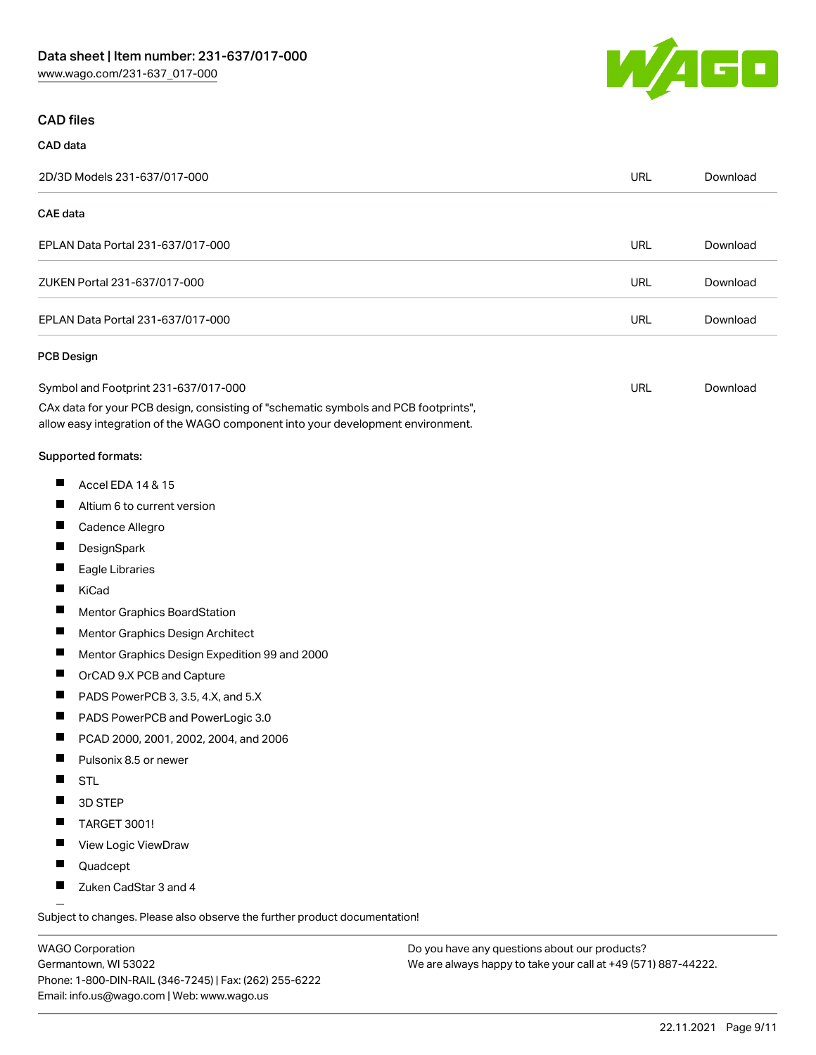## CAD files

### CAD data

| | | |
|---|---|---|
| 2D/3D Models 231-637/017-000 | URL | Download |

### CAE data

| | | |
|---|---|---|
| EPLAN Data Portal 231-637/017-000 | URL | Download |
| ZUKEN Portal 231-637/017-000 | URL | Download |
| EPLAN Data Portal 231-637/017-000 | URL | Download |

### PCB Design

| | | |
|---|---|---|
| Symbol and Footprint 231-637/017-000 | URL | Download |

CAx data for your PCB design, consisting of "schematic symbols and PCB footprints", allow easy integration of the WAGO component into your development environment.

Supported formats:

- Accel EDA 14 & 15
- Altium 6 to current version
- Cadence Allegro
- DesignSpark
- Eagle Libraries
- KiCad
- Mentor Graphics BoardStation
- Mentor Graphics Design Architect
- Mentor Graphics Design Expedition 99 and 2000
- OrCAD 9.X PCB and Capture
- PADS PowerPCB 3, 3.5, 4.X, and 5.X
- PADS PowerPCB and PowerLogic 3.0
- PCAD 2000, 2001, 2002, 2004, and 2006
- Pulsonix 8.5 or newer
- STL
- 3D STEP
- TARGET 3001!
- View Logic ViewDraw
- Quadcept
- Zuken CadStar 3 and 4

Subject to changes. Please also observe the further product documentation!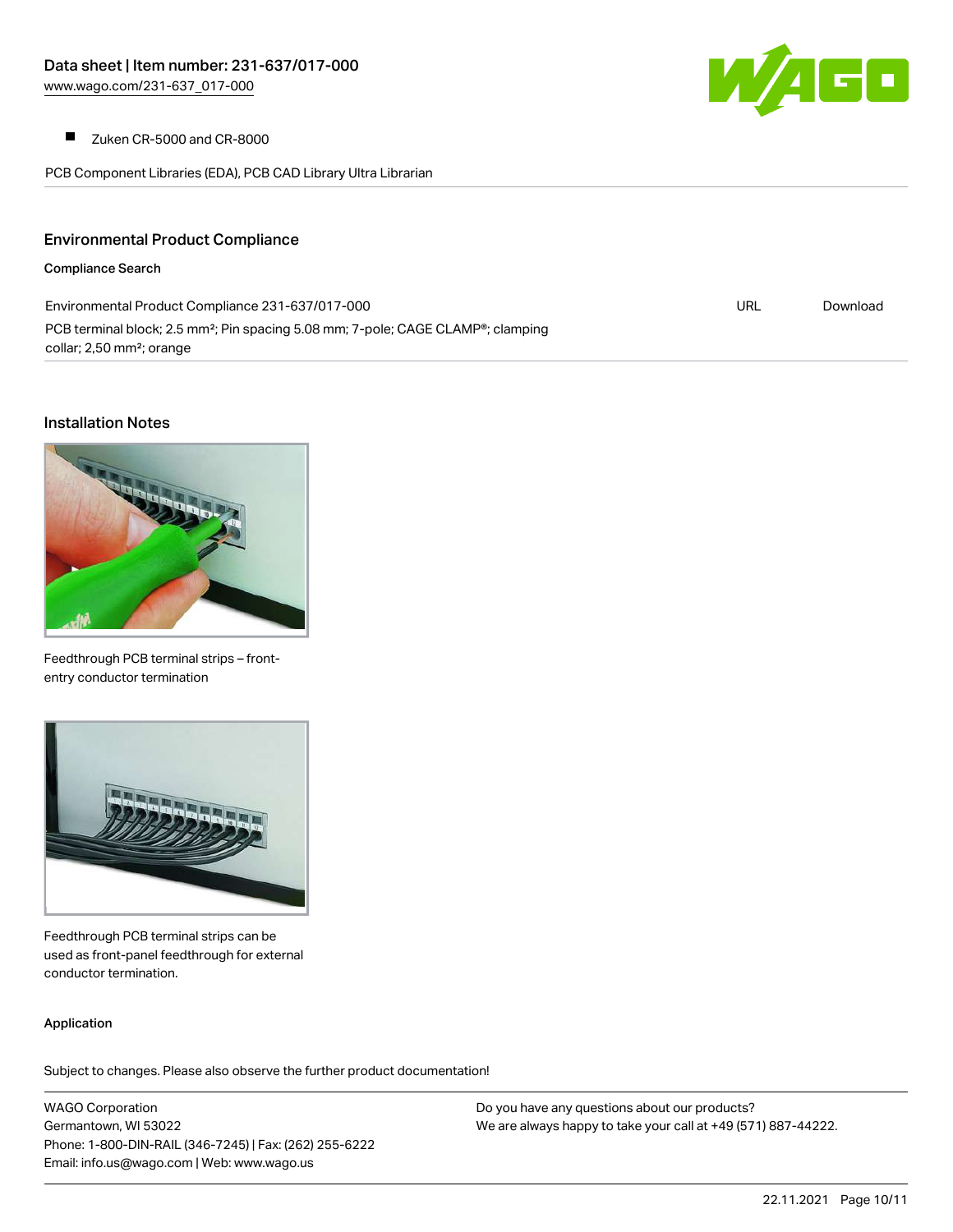- Zuken CR-5000 and CR-8000

PCB Component Libraries (EDA), PCB CAD Library Ultra Librarian

## Environmental Product Compliance

### Compliance Search

| | | |
|---|---|---|
| Environmental Product Compliance 231-637/017-000<br>PCB terminal block; 2.5 mm²; Pin spacing 5.08 mm; 7-pole; CAGE CLAMP®; clamping collar; 2,50 mm²; orange | URL | Download |

## Installation Notes

Feedthrough PCB terminal strips – front-entry conductor termination

Feedthrough PCB terminal strips can be used as front-panel feedthrough for external conductor termination.

### Application

Subject to changes. Please also observe the further product documentation!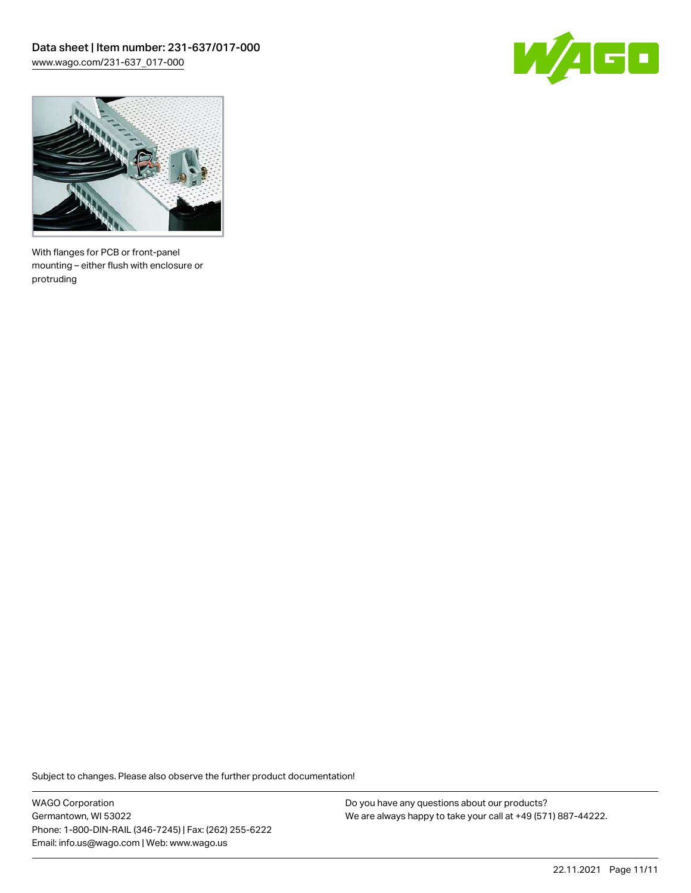With flanges for PCB or front-panel mounting – either flush with enclosure or protruding

Subject to changes. Please also observe the further product documentation!

WAGO Corporation
Germantown, WI 53022
Phone: 1-800-DIN-RAIL (346-7245) | Fax: (262) 255-6222
Email: info.us@wago.com | Web: www.wago.us

Do you have any questions about our products?
We are always happy to take your call at +49 (571) 887-44222.